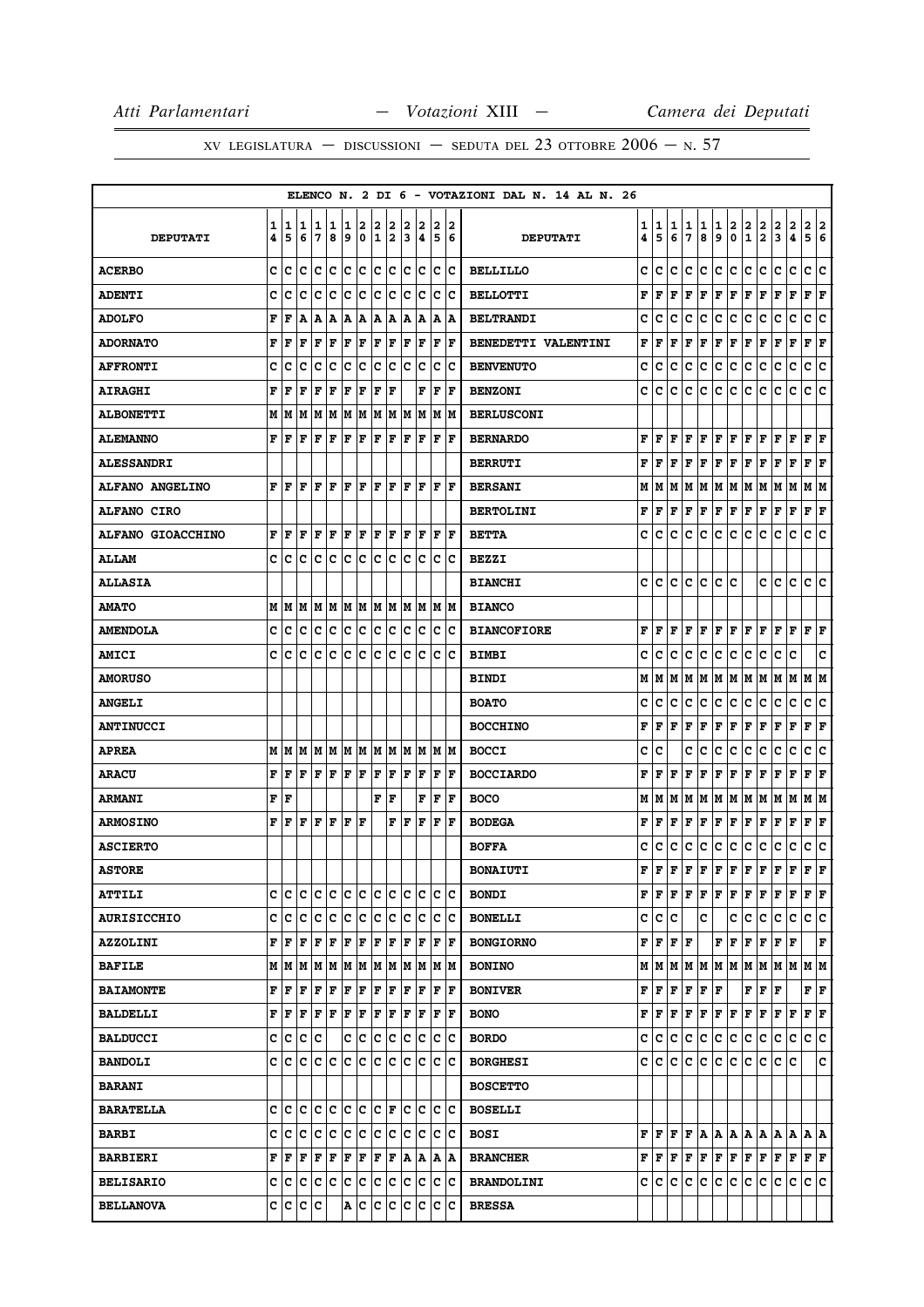XV LEGISLATURA — DISCUSSIONI — SEDUTA DEL 23 OTTOBRE 2006 — N. 57

ELENCO N. 2 DI 6 - VOTAZIONI DAL N. 14 AL N. 26

| DEPUTATI | 14 | 15 | 16 | 17 | 18 | 19 | 20 | 21 | 22 | 23 | 24 | 25 | 26 | DEPUTATI | 14 | 15 | 16 | 17 | 18 | 19 | 20 | 21 | 22 | 23 | 24 | 25 | 26 |
|---|---|---|---|---|---|---|---|---|---|---|---|---|---|---|---|---|---|---|---|---|---|---|---|---|---|---|---|
| ACERBO | C | C | C | C | C | C | C | C | C | C | C | C | C | BELLILLO | C | C | C | C | C | C | C | C | C | C | C | C | C |
| ADENTI | C | C | C | C | C | C | C | C | C | C | C | C | C | BELLOTTI | F | F | F | F | F | F | F | F | F | F | F | F | F |
| ADOLFO | F | F | A | A | A | A | A | A | A | A | A | A | A | BELTRANDI | C | C | C | C | C | C | C | C | C | C | C | C | C |
| ADORNATO | F | F | F | F | F | F | F | F | F | F | F | F | F | BENEDETTI VALENTINI | F | F | F | F | F | F | F | F | F | F | F | F | F |
| AFFRONTI | C | C | C | C | C | C | C | C | C | C | C | C | C | BENVENUTO | C | C | C | C | C | C | C | C | C | C | C | C | C |
| AIRAGHI | F | F | F | F | F | F | F | F | F |  | F | F | F | BENZONI | C | C | C | C | C | C | C | C | C | C | C | C | C |
| ALBONETTI | M | M | M | M | M | M | M | M | M | M | M | M | M | BERLUSCONI |  |  |  |  |  |  |  |  |  |  |  |  |  |
| ALEMANNO | F | F | F | F | F | F | F | F | F | F | F | F | F | BERNARDO | F | F | F | F | F | F | F | F | F | F | F | F | F |
| ALESSANDRI |  |  |  |  |  |  |  |  |  |  |  |  |  | BERRUTI | F | F | F | F | F | F | F | F | F | F | F | F | F |
| ALFANO ANGELINO | F | F | F | F | F | F | F | F | F | F | F | F | F | BERSANI | M | M | M | M | M | M | M | M | M | M | M | M | M |
| ALFANO CIRO |  |  |  |  |  |  |  |  |  |  |  |  |  | BERTOLINI | F | F | F | F | F | F | F | F | F | F | F | F | F |
| ALFANO GIOACCHINO | F | F | F | F | F | F | F | F | F | F | F | F | F | BETTA | C | C | C | C | C | C | C | C | C | C | C | C | C |
| ALLAM | C | C | C | C | C | C | C | C | C | C | C | C | C | BEZZI |  |  |  |  |  |  |  |  |  |  |  |  |  |
| ALLASIA |  |  |  |  |  |  |  |  |  |  |  |  |  | BIANCHI | C | C | C | C | C | C | C |  |  | C | C | C | C | C |
| AMATO | M | M | M | M | M | M | M | M | M | M | M | M | M | BIANCO |  |  |  |  |  |  |  |  |  |  |  |  |  |
| AMENDOLA | C | C | C | C | C | C | C | C | C | C | C | C | C | BIANCOFIORE | F | F | F | F | F | F | F | F | F | F | F | F | F |
| AMICI | C | C | C | C | C | C | C | C | C | C | C | C | C | BIMBI | C | C | C | C | C | C | C | C | C | C | C |  | C |
| AMORUSO |  |  |  |  |  |  |  |  |  |  |  |  |  | BINDI | M | M | M | M | M | M | M | M | M | M | M | M | M |
| ANGELI |  |  |  |  |  |  |  |  |  |  |  |  |  | BOATO | C | C | C | C | C | C | C | C | C | C | C | C | C |
| ANTINUCCI |  |  |  |  |  |  |  |  |  |  |  |  |  | BOCCHINO | F | F | F | F | F | F | F | F | F | F | F | F | F |
| APREA | M | M | M | M | M | M | M | M | M | M | M | M | M | BOCCI | C | C |  | C | C | C | C | C | C | C | C | C | C |
| ARACU | F | F | F | F | F | F | F | F | F | F | F | F | F | BOCCIARDO | F | F | F | F | F | F | F | F | F | F | F | F | F |
| ARMANI | F | F |  |  |  |  |  | F | F |  | F | F | F | BOCO | M | M | M | M | M | M | M | M | M | M | M | M | M |
| ARMOSINO | F | F | F | F | F | F | F |  | F | F | F | F | F | BODEGA | F | F | F | F | F | F | F | F | F | F | F | F | F |
| ASCIERTO |  |  |  |  |  |  |  |  |  |  |  |  |  | BOFFA | C | C | C | C | C | C | C | C | C | C | C | C | C |
| ASTORE |  |  |  |  |  |  |  |  |  |  |  |  |  | BONAIUTI | F | F | F | F | F | F | F | F | F | F | F | F | F |
| ATTILI | C | C | C | C | C | C | C | C | C | C | C | C | C | BONDI | F | F | F | F | F | F | F | F | F | F | F | F | F |
| AURISICCHIO | C | C | C | C | C | C | C | C | C | C | C | C | C | BONELLI | C | C | C |  | C |  | C | C | C | C | C | C | C |
| AZZOLINI | F | F | F | F | F | F | F | F | F | F | F | F | F | BONGIORNO | F | F | F | F |  | F | F | F | F | F | F |  | F |
| BAFILE | M | M | M | M | M | M | M | M | M | M | M | M | M | BONINO | M | M | M | M | M | M | M | M | M | M | M | M | M |
| BAIAMONTE | F | F | F | F | F | F | F | F | F | F | F | F | F | BONIVER | F | F | F | F | F | F |  | F | F | F |  | F | F |
| BALDELLI | F | F | F | F | F | F | F | F | F | F | F | F | F | BONO | F | F | F | F | F | F | F | F | F | F | F | F | F |
| BALDUCCI | C | C | C | C |  | C | C | C | C | C | C | C | C | BORDO | C | C | C | C | C | C | C | C | C | C | C | C | C |
| BANDOLI | C | C | C | C | C | C | C | C | C | C | C | C | C | BORGHESI | C | C | C | C | C | C | C | C | C | C | C |  | C |
| BARANI |  |  |  |  |  |  |  |  |  |  |  |  |  | BOSCETTO |  |  |  |  |  |  |  |  |  |  |  |  |  |
| BARATELLA | C | C | C | C | C | C | C | C | F | C | C | C | C | BOSELLI |  |  |  |  |  |  |  |  |  |  |  |  |  |
| BARBI | C | C | C | C | C | C | C | C | C | C | C | C | C | BOSI | F | F | F | F | A | A | A | A | A | A | A | A | A |
| BARBIERI | F | F | F | F | F | F | F | F | F | A | A | A | A | BRANCHER | F | F | F | F | F | F | F | F | F | F | F | F | F |
| BELISARIO | C | C | C | C | C | C | C | C | C | C | C | C | C | BRANDOLINI | C | C | C | C | C | C | C | C | C | C | C | C | C |
| BELLANOVA | C | C | C | C |  | A | C | C | C | C | C | C | C | BRESSA |  |  |  |  |  |  |  |  |  |  |  |  |  |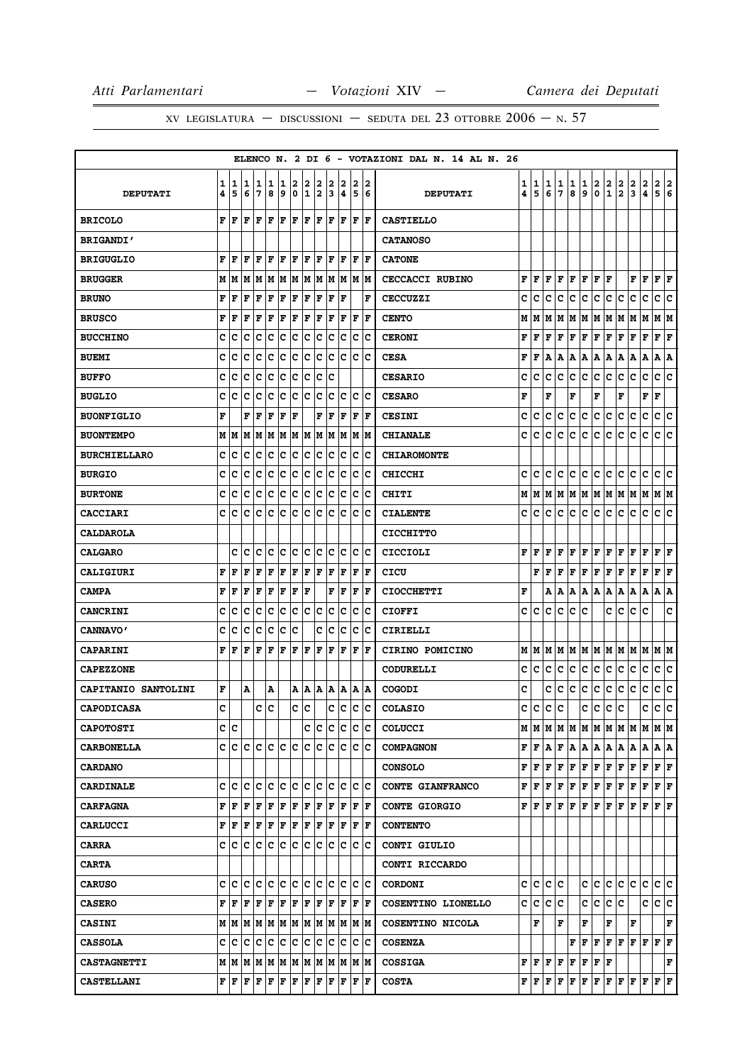| ELENCO N. 2 DI 6 - VOTAZIONI DAL N. 14 AL N. 26 | | | | | | | | | | | | | | | | | | | | | | | | | | | |
|---|---|---|---|---|---|---|---|---|---|---|---|---|---|---|---|---|---|---|---|---|---|---|---|---|---|---|---|
| **DEPUTATI** | 14 | 15 | 16 | 17 | 18 | 19 | 20 | 21 | 22 | 23 | 24 | 25 | 26 | **DEPUTATI** | 14 | 15 | 16 | 17 | 18 | 19 | 20 | 21 | 22 | 23 | 24 | 25 | 26 |
| **BRICOLO** | F | F | F | F | F | F | F | F | F | F | F | F | F | **CASTIELLO** | | | | | | | | | | | | | |
| **BRIGANDI'** | | | | | | | | | | | | | | **CATANOSO** | | | | | | | | | | | | | |
| **BRIGUGLIO** | F | F | F | F | F | F | F | F | F | F | F | F | F | **CATONE** | | | | | | | | | | | | | |
| **BRUGGER** | M | M | M | M | M | M | M | M | M | M | M | M | M | **CECCACCI RUBINO** | F | F | F | F | F | F | F | F | | F | F | F | F |
| **BRUNO** | F | F | F | F | F | F | F | F | F | F | | | F | **CECCUZZI** | C | C | C | C | C | C | C | C | C | C | C | C | C |
| **BRUSCO** | F | F | F | F | F | F | F | F | F | F | F | F | F | **CENTO** | M | M | M | M | M | M | M | M | M | M | M | M | M |
| **BUCCHINO** | C | C | C | C | C | C | C | C | C | C | C | C | C | **CERONI** | F | F | F | F | F | F | F | F | F | F | F | F | F |
| **BUEMI** | C | C | C | C | C | C | C | C | C | C | C | C | C | **CESA** | F | F | A | A | A | A | A | A | A | A | A | A | A |
| **BUFFO** | C | C | C | C | C | C | C | C | C | C | | | | **CESARIO** | C | C | C | C | C | C | C | C | C | C | C | C | C |
| **BUGLIO** | C | C | C | C | C | C | C | C | C | C | C | C | C | **CESARO** | F | | F | | F | | F | | F | | F | F | |
| **BUONFIGLIO** | F | | F | F | F | F | F | | F | F | F | F | F | **CESINI** | C | C | C | C | C | C | C | C | C | C | C | C | C |
| **BUONTEMPO** | M | M | M | M | M | M | M | M | M | M | M | M | M | **CHIANALE** | C | C | C | C | C | C | C | C | C | C | C | C | C |
| **BURCHIELLARO** | C | C | C | C | C | C | C | C | C | C | C | C | C | **CHIAROMONTE** | | | | | | | | | | | | | |
| **BURGIO** | C | C | C | C | C | C | C | C | C | C | C | C | C | **CHICCHI** | C | C | C | C | C | C | C | C | C | C | C | C | C |
| **BURTONE** | C | C | C | C | C | C | C | C | C | C | C | C | C | **CHITI** | M | M | M | M | M | M | M | M | M | M | M | M | M |
| **CACCIARI** | C | C | C | C | C | C | C | C | C | C | C | C | C | **CIALENTE** | C | C | C | C | C | C | C | C | C | C | C | C | C |
| **CALDAROLA** | | | | | | | | | | | | | | **CICCHITTO** | | | | | | | | | | | | | |
| **CALGARO** | | C | C | C | C | C | C | C | C | C | C | C | C | **CICCIOLI** | F | F | F | F | F | F | F | F | F | F | F | F | F |
| **CALIGIURI** | F | F | F | F | F | F | F | F | F | F | F | F | F | **CICU** | | F | F | F | F | F | F | F | F | F | F | F | F |
| **CAMPA** | F | F | F | F | F | F | F | F | | F | F | F | F | **CIOCCHETTI** | F | | A | A | A | A | A | A | A | A | A | A | A |
| **CANCRINI** | C | C | C | C | C | C | C | C | C | C | C | C | C | **CIOFFI** | C | C | C | C | C | C | | C | C | C | C | | C |
| **CANNAVO'** | C | C | C | C | C | C | C | | C | C | C | C | C | **CIRIELLI** | | | | | | | | | | | | | |
| **CAPARINI** | F | F | F | F | F | F | F | F | F | F | F | F | F | **CIRINO POMICINO** | M | M | M | M | M | M | M | M | M | M | M | M | M |
| **CAPEZZONE** | | | | | | | | | | | | | | **CODURELLI** | C | C | C | C | C | C | C | C | C | C | C | C | C |
| **CAPITANO SANTOLINI** | F | | A | | A | | A | A | A | A | A | A | A | **COGODI** | C | | C | C | C | C | C | C | C | C | C | C | C |
| **CAPODICASA** | C | | | C | C | | C | C | | C | C | C | C | **COLASIO** | C | C | C | C | | C | C | C | C | | C | C | C |
| **CAPOTOSTI** | C | C | | | | | | | C | C | C | C | C | **COLUCCI** | M | M | M | M | M | M | M | M | M | M | M | M | M |
| **CARBONELLA** | C | C | C | C | C | C | C | C | C | C | C | C | C | **COMPAGNON** | F | F | A | F | A | A | A | A | A | A | A | A | A |
| **CARDANO** | | | | | | | | | | | | | | **CONSOLO** | F | F | F | F | F | F | F | F | F | F | F | F | F |
| **CARDINALE** | C | C | C | C | C | C | C | C | C | C | C | C | C | **CONTE GIANFRANCO** | F | F | F | F | F | F | F | F | F | F | F | F | F |
| **CARFAGNA** | F | F | F | F | F | F | F | F | F | F | F | F | F | **CONTE GIORGIO** | F | F | F | F | F | F | F | F | F | F | F | F | F |
| **CARLUCCI** | F | F | F | F | F | F | F | F | F | F | F | F | F | **CONTENTO** | | | | | | | | | | | | | |
| **CARRA** | C | C | C | C | C | C | C | C | C | C | C | C | C | **CONTI GIULIO** | | | | | | | | | | | | | |
| **CARTA** | | | | | | | | | | | | | | **CONTI RICCARDO** | | | | | | | | | | | | | |
| **CARUSO** | C | C | C | C | C | C | C | C | C | C | C | C | C | **CORDONI** | C | C | C | C | | C | C | C | C | C | C | C | C |
| **CASERO** | F | F | F | F | F | F | F | F | F | F | F | F | F | **COSENTINO LIONELLO** | C | C | C | C | | C | C | C | C | | C | C | C |
| **CASINI** | M | M | M | M | M | M | M | M | M | M | M | M | M | **COSENTINO NICOLA** | | F | | F | | F | | F | | F | | | F |
| **CASSOLA** | C | C | C | C | C | C | C | C | C | C | C | C | C | **COSENZA** | | | | | F | F | F | F | F | F | F | F | F |
| **CASTAGNETTI** | M | M | M | M | M | M | M | M | M | M | M | M | M | **COSSIGA** | F | F | F | F | F | F | F | F | | | | | F |
| **CASTELLANI** | F | F | F | F | F | F | F | F | F | F | F | F | F | **COSTA** | F | F | F | F | F | F | F | F | F | F | F | F | F |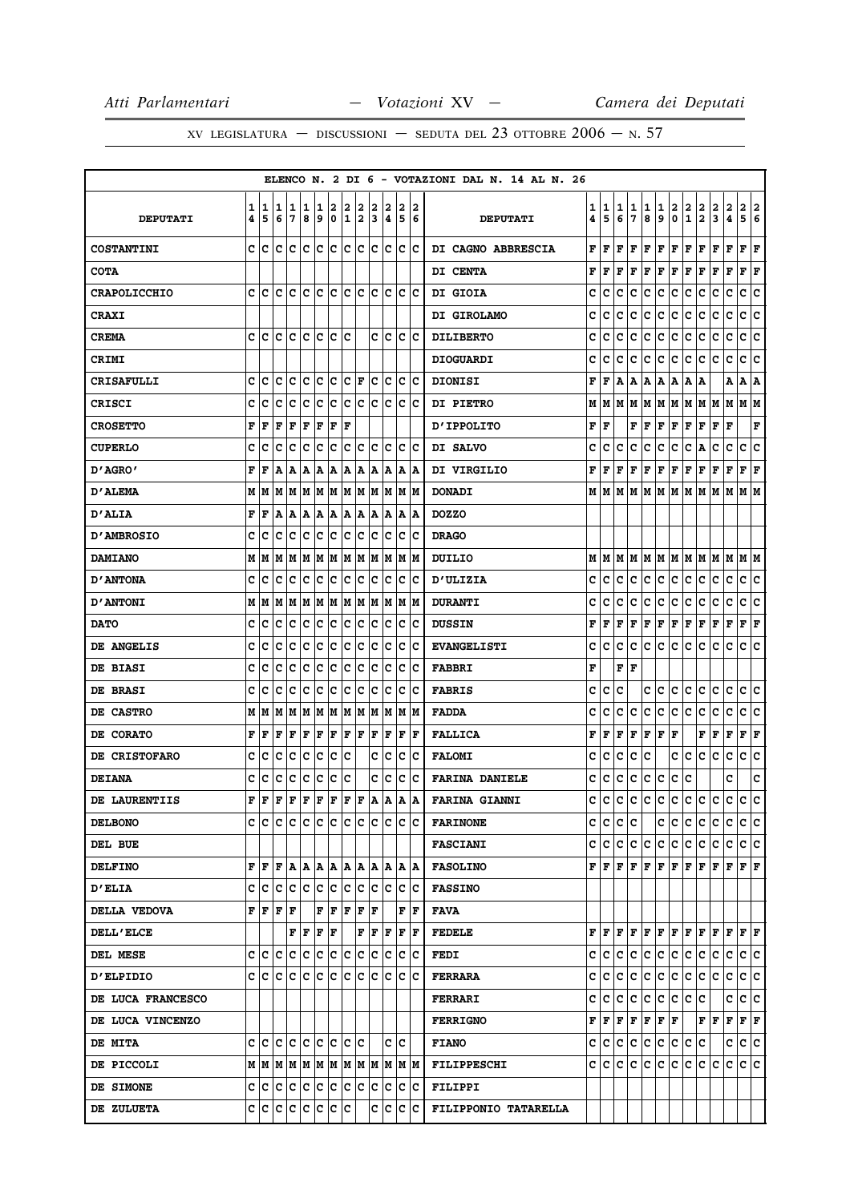**ELENCO N. 2 DI 6 - VOTAZIONI DAL N. 14 AL N. 26**

| DEPUTATI | 14 | 15 | 16 | 17 | 18 | 19 | 20 | 21 | 22 | 23 | 24 | 25 | 26 | DEPUTATI | 14 | 15 | 16 | 17 | 18 | 19 | 20 | 21 | 22 | 23 | 24 | 25 | 26 |
|---|---|---|---|---|---|---|---|---|---|---|---|---|---|---|---|---|---|---|---|---|---|---|---|---|---|---|---|
| COSTANTINI | C | C | C | C | C | C | C | C | C | C | C | C | C | DI CAGNO ABBRESCIA | F | F | F | F | F | F | F | F | F | F | F | F | F |
| COTA | | | | | | | | | | | | | | DI CENTA | F | F | F | F | F | F | F | F | F | F | F | F | F |
| CRAPOLICCHIO | C | C | C | C | C | C | C | C | C | C | C | C | C | DI GIOIA | C | C | C | C | C | C | C | C | C | C | C | C | C |
| CRAXI | | | | | | | | | | | | | | DI GIROLAMO | C | C | C | C | C | C | C | C | C | C | C | C | C |
| CREMA | C | C | C | C | C | C | C | C | | C | C | C | C | DILIBERTO | C | C | C | C | C | C | C | C | C | C | C | C | C |
| CRIMI | | | | | | | | | | | | | | DIOGUARDI | C | C | C | C | C | C | C | C | C | C | C | C | C |
| CRISAFULLI | C | C | C | C | C | C | C | C | F | C | C | C | C | DIONISI | F | F | A | A | A | A | A | A | A | | A | A | A |
| CRISCI | C | C | C | C | C | C | C | C | C | C | C | C | C | DI PIETRO | M | M | M | M | M | M | M | M | M | M | M | M | M |
| CROSETTO | F | F | F | F | F | F | F | F | | | | | | D'IPPOLITO | F | F | | F | F | F | F | F | F | F | F | | F |
| CUPERLO | C | C | C | C | C | C | C | C | C | C | C | C | C | DI SALVO | C | C | C | C | C | C | C | C | A | C | C | C | C |
| D'AGRO' | F | F | A | A | A | A | A | A | A | A | A | A | A | DI VIRGILIO | F | F | F | F | F | F | F | F | F | F | F | F | F |
| D'ALEMA | M | M | M | M | M | M | M | M | M | M | M | M | M | DONADI | M | M | M | M | M | M | M | M | M | M | M | M | M |
| D'ALIA | F | F | A | A | A | A | A | A | A | A | A | A | A | DOZZO | | | | | | | | | | | | | |
| D'AMBROSIO | C | C | C | C | C | C | C | C | C | C | C | C | C | DRAGO | | | | | | | | | | | | | |
| DAMIANO | M | M | M | M | M | M | M | M | M | M | M | M | M | DUILIO | M | M | M | M | M | M | M | M | M | M | M | M | M |
| D'ANTONA | C | C | C | C | C | C | C | C | C | C | C | C | C | D'ULIZIA | C | C | C | C | C | C | C | C | C | C | C | C | C |
| D'ANTONI | M | M | M | M | M | M | M | M | M | M | M | M | M | DURANTI | C | C | C | C | C | C | C | C | C | C | C | C | C |
| DATO | C | C | C | C | C | C | C | C | C | C | C | C | C | DUSSIN | F | F | F | F | F | F | F | F | F | F | F | F | F |
| DE ANGELIS | C | C | C | C | C | C | C | C | C | C | C | C | C | EVANGELISTI | C | C | C | C | C | C | C | C | C | C | C | C | C |
| DE BIASI | C | C | C | C | C | C | C | C | C | C | C | C | C | FABBRI | F | | F | F | | | | | | | | | |
| DE BRASI | C | C | C | C | C | C | C | C | C | C | C | C | C | FABRIS | C | C | C | | C | C | C | C | C | C | C | C | C |
| DE CASTRO | M | M | M | M | M | M | M | M | M | M | M | M | M | FADDA | C | C | C | C | C | C | C | C | C | C | C | C | C |
| DE CORATO | F | F | F | F | F | F | F | F | F | F | F | F | F | FALLICA | F | F | F | F | F | F | F | | F | F | F | F | F |
| DE CRISTOFARO | C | C | C | C | C | C | C | C | | C | C | C | C | FALOMI | C | C | C | C | C | | C | C | C | C | C | C | C |
| DEIANA | C | C | C | C | C | C | C | C | | C | C | C | C | FARINA DANIELE | C | C | C | C | C | C | C | C | | | C | | C |
| DE LAURENTIIS | F | F | F | F | F | F | F | F | F | A | A | A | A | FARINA GIANNI | C | C | C | C | C | C | C | C | C | C | C | C | C |
| DELBONO | C | C | C | C | C | C | C | C | C | C | C | C | C | FARINONE | C | C | C | C | | C | C | C | C | C | C | C | C |
| DEL BUE | | | | | | | | | | | | | | FASCIANI | C | C | C | C | C | C | C | C | C | C | C | C | C |
| DELFINO | F | F | F | A | A | A | A | A | A | A | A | A | A | FASOLINO | F | F | F | F | F | F | F | F | F | F | F | F | F |
| D'ELIA | C | C | C | C | C | C | C | C | C | C | C | C | C | FASSINO | | | | | | | | | | | | | |
| DELLA VEDOVA | F | F | F | F | | F | F | F | F | F | | F | F | FAVA | | | | | | | | | | | | | |
| DELL'ELCE | | | | F | F | F | F | | F | F | F | F | F | FEDELE | F | F | F | F | F | F | F | F | F | F | F | F | F |
| DEL MESE | C | C | C | C | C | C | C | C | C | C | C | C | C | FEDI | C | C | C | C | C | C | C | C | C | C | C | C | C |
| D'ELPIDIO | C | C | C | C | C | C | C | C | C | C | C | C | C | FERRARA | C | C | C | C | C | C | C | C | C | C | C | C | C |
| DE LUCA FRANCESCO | | | | | | | | | | | | | | FERRARI | C | C | C | C | C | C | C | C | C | | C | C | C |
| DE LUCA VINCENZO | | | | | | | | | | | | | | FERRIGNO | F | F | F | F | F | F | F | | F | F | F | F | F |
| DE MITA | C | C | C | C | C | C | C | C | C | | C | C | | FIANO | C | C | C | C | C | C | C | C | C | | C | C | C |
| DE PICCOLI | M | M | M | M | M | M | M | M | M | M | M | M | M | FILIPPESCHI | C | C | C | C | C | C | C | C | C | C | C | C | C |
| DE SIMONE | C | C | C | C | C | C | C | C | C | C | C | C | C | FILIPPI | | | | | | | | | | | | | |
| DE ZULUETA | C | C | C | C | C | C | C | C | | C | C | C | C | FILIPPONIO TATARELLA | | | | | | | | | | | | | |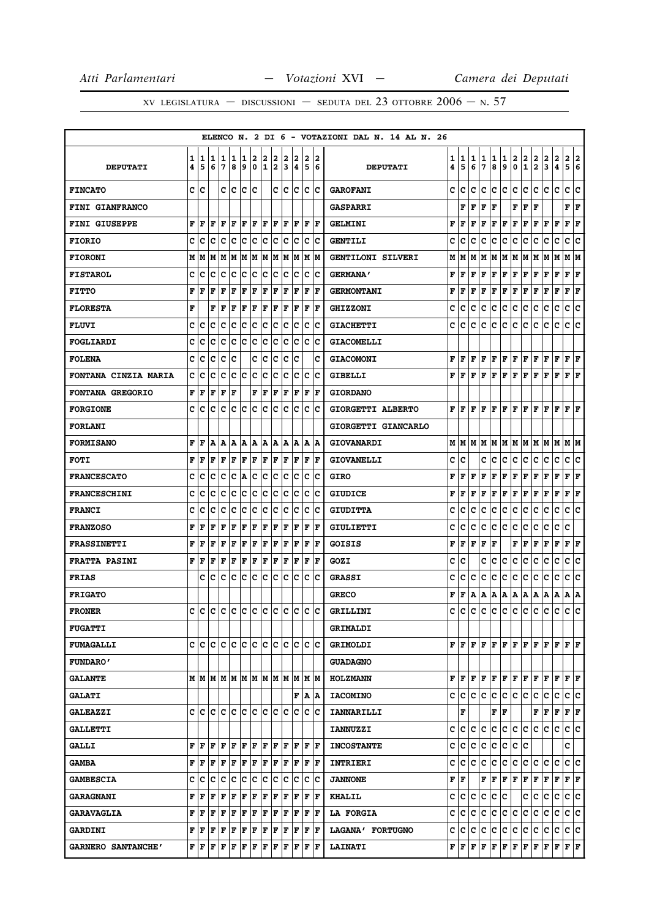XV LEGISLATURA — DISCUSSIONI — SEDUTA DEL 23 OTTOBRE 2006 — N. 57

ELENCO N. 2 DI 6 - VOTAZIONI DAL N. 14 AL N. 26

| DEPUTATI | 14 | 15 | 16 | 17 | 18 | 19 | 20 | 21 | 22 | 23 | 24 | 25 | 26 | DEPUTATI | 14 | 15 | 16 | 17 | 18 | 19 | 20 | 21 | 22 | 23 | 24 | 25 | 26 |
|---|---|---|---|---|---|---|---|---|---|---|---|---|---|---|---|---|---|---|---|---|---|---|---|---|---|---|---|
| FINCATO | C | C | | C | C | C | C | | C | C | C | C | C | GAROFANI | C | C | C | C | C | C | C | C | C | C | C | C | C |
| FINI GIANFRANCO | | | | | | | | | | | | | | GASPARRI | | F | F | F | F | | F | F | F | | | F | F |
| FINI GIUSEPPE | F | F | F | F | F | F | F | F | F | F | F | F | F | GELMINI | F | F | F | F | F | F | F | F | F | F | F | F | F |
| FIORIO | C | C | C | C | C | C | C | C | C | C | C | C | C | GENTILI | C | C | C | C | C | C | C | C | C | C | C | C | C |
| FIORONI | M | M | M | M | M | M | M | M | M | M | M | M | M | GENTILONI SILVERI | M | M | M | M | M | M | M | M | M | M | M | M | M |
| FISTAROL | C | C | C | C | C | C | C | C | C | C | C | C | C | GERMANA' | F | F | F | F | F | F | F | F | F | F | F | F | F |
| FITTO | F | F | F | F | F | F | F | F | F | F | F | F | F | GERMONTANI | F | F | F | F | F | F | F | F | F | F | F | F | F |
| FLORESTA | F | | F | F | F | F | F | F | F | F | F | F | F | GHIZZONI | C | C | C | C | C | C | C | C | C | C | C | C | C |
| FLUVI | C | C | C | C | C | C | C | C | C | C | C | C | C | GIACHETTI | C | C | C | C | C | C | C | C | C | C | C | C | C |
| FOGLIARDI | C | C | C | C | C | C | C | C | C | C | C | C | C | GIACOMELLI | | | | | | | | | | | | | |
| FOLENA | C | C | C | C | C | | C | C | C | C | C | | C | GIACOMONI | F | F | F | F | F | F | F | F | F | F | F | F | F |
| FONTANA CINZIA MARIA | C | C | C | C | C | C | C | C | C | C | C | C | C | GIBELLI | F | F | F | F | F | F | F | F | F | F | F | F | F |
| FONTANA GREGORIO | F | F | F | F | F | | F | F | F | F | F | F | F | GIORDANO | | | | | | | | | | | | | |
| FORGIONE | C | C | C | C | C | C | C | C | C | C | C | C | C | GIORGETTI ALBERTO | F | F | F | F | F | F | F | F | F | F | F | F | F |
| FORLANI | | | | | | | | | | | | | | GIORGETTI GIANCARLO | | | | | | | | | | | | | |
| FORMISANO | F | F | A | A | A | A | A | A | A | A | A | A | A | GIOVANARDI | M | M | M | M | M | M | M | M | M | M | M | M | M |
| FOTI | F | F | F | F | F | F | F | F | F | F | F | F | F | GIOVANELLI | C | C | | C | C | C | C | C | C | C | C | C | C |
| FRANCESCATO | C | C | C | C | C | A | C | C | C | C | C | C | C | GIRO | F | F | F | F | F | F | F | F | F | F | F | F | F |
| FRANCESCHINI | C | C | C | C | C | C | C | C | C | C | C | C | C | GIUDICE | F | F | F | F | F | F | F | F | F | F | F | F | F |
| FRANCI | C | C | C | C | C | C | C | C | C | C | C | C | C | GIUDITTA | C | C | C | C | C | C | C | C | C | C | C | C | C |
| FRANZOSO | F | F | F | F | F | F | F | F | F | F | F | F | F | GIULIETTI | C | C | C | C | C | C | C | C | C | C | C | C | |
| FRASSINETTI | F | F | F | F | F | F | F | F | F | F | F | F | F | GOISIS | F | F | F | F | F | | F | F | F | F | F | F | F |
| FRATTA PASINI | F | F | F | F | F | F | F | F | F | F | F | F | F | GOZI | C | C | | C | C | C | C | C | C | C | C | C | C |
| FRIAS | | C | C | C | C | C | C | C | C | C | C | C | C | GRASSI | C | C | C | C | C | C | C | C | C | C | C | C | C |
| FRIGATO | | | | | | | | | | | | | | GRECO | F | F | A | A | A | A | A | A | A | A | A | A | A |
| FRONER | C | C | C | C | C | C | C | C | C | C | C | C | C | GRILLINI | C | C | C | C | C | C | C | C | C | C | C | C | C |
| FUGATTI | | | | | | | | | | | | | | GRIMALDI | | | | | | | | | | | | | |
| FUMAGALLI | C | C | C | C | C | C | C | C | C | C | C | C | C | GRIMOLDI | F | F | F | F | F | F | F | F | F | F | F | F | F |
| FUNDARO' | | | | | | | | | | | | | | GUADAGNO | | | | | | | | | | | | | |
| GALANTE | M | M | M | M | M | M | M | M | M | M | M | M | M | HOLZMANN | F | F | F | F | F | F | F | F | F | F | F | F | F |
| GALATI | | | | | | | | | | | F | A | A | IACOMINO | C | C | C | C | C | C | C | C | C | C | C | C | C |
| GALEAZZI | C | C | C | C | C | C | C | C | C | C | C | C | C | IANNARILLI | | F | | | F | F | | | F | F | F | F | F |
| GALLETTI | | | | | | | | | | | | | | IANNUZZI | C | C | C | C | C | C | C | C | C | C | C | C | C |
| GALLI | F | F | F | F | F | F | F | F | F | F | F | F | F | INCOSTANTE | C | C | C | C | C | C | C | C | | | | C | |
| GAMBA | F | F | F | F | F | F | F | F | F | F | F | F | F | INTRIERI | C | C | C | C | C | C | C | C | C | C | C | C | C |
| GAMBESCIA | C | C | C | C | C | C | C | C | C | C | C | C | C | JANNONE | F | F | | F | F | F | F | F | F | F | F | F | F |
| GARAGNANI | F | F | F | F | F | F | F | F | F | F | F | F | F | KHALIL | C | C | C | C | C | C | | C | C | C | C | C | C |
| GARAVAGLIA | F | F | F | F | F | F | F | F | F | F | F | F | F | LA FORGIA | C | C | C | C | C | C | C | C | C | C | C | C | C |
| GARDINI | F | F | F | F | F | F | F | F | F | F | F | F | F | LAGANA' FORTUGNO | C | C | C | C | C | C | C | C | C | C | C | C | C |
| GARNERO SANTANCHE' | F | F | F | F | F | F | F | F | F | F | F | F | F | LAINATI | F | F | F | F | F | F | F | F | F | F | F | F | F |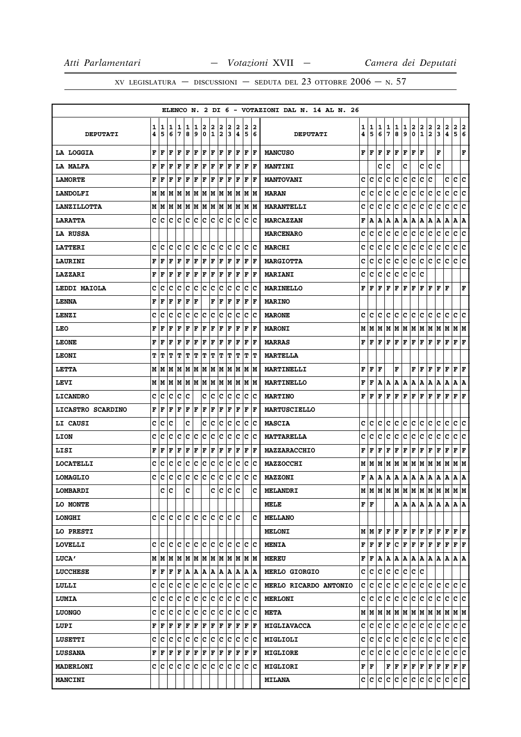ELENCO N. 2 DI 6 - VOTAZIONI DAL N. 14 AL N. 26

| DEPUTATI | 14 | 15 | 16 | 17 | 18 | 19 | 20 | 21 | 22 | 23 | 24 | 25 | 26 | DEPUTATI | 14 | 15 | 16 | 17 | 18 | 19 | 20 | 21 | 22 | 23 | 24 | 25 | 26 |
|---|---|---|---|---|---|---|---|---|---|---|---|---|---|---|---|---|---|---|---|---|---|---|---|---|---|---|---|
| LA LOGGIA | F | F | F | F | F | F | F | F | F | F | F | F | F | MANCUSO | F | F | F | F | F | F | F | F | | F | | | F |
| LA MALFA | F | F | F | F | F | F | F | F | F | F | F | F | F | MANTINI | | | C | C | | C | | C | C | C | | | |
| LAMORTE | F | F | F | F | F | F | F | F | F | F | F | F | F | MANTOVANI | C | C | C | C | C | C | C | C | C | | C | C | C |
| LANDOLFI | M | M | M | M | M | M | M | M | M | M | M | M | M | MARAN | C | C | C | C | C | C | C | C | C | C | C | C | C |
| LANZILLOTTA | M | M | M | M | M | M | M | M | M | M | M | M | M | MARANTELLI | C | C | C | C | C | C | C | C | C | C | C | C | C |
| LARATTA | C | C | C | C | C | C | C | C | C | C | C | C | C | MARCAZZAN | F | A | A | A | A | A | A | A | A | A | A | A | A |
| LA RUSSA | | | | | | | | | | | | | | MARCENARO | C | C | C | C | C | C | C | C | C | C | C | C | C |
| LATTERI | C | C | C | C | C | C | C | C | C | C | C | C | C | MARCHI | C | C | C | C | C | C | C | C | C | C | C | C | C |
| LAURINI | F | F | F | F | F | F | F | F | F | F | F | F | F | MARGIOTTA | C | C | C | C | C | C | C | C | C | C | C | C | C |
| LAZZARI | F | F | F | F | F | F | F | F | F | F | F | F | F | MARIANI | C | C | C | C | C | C | C | C | | | | | |
| LEDDI MAIOLA | C | C | C | C | C | C | C | C | C | C | C | C | C | MARINELLO | F | F | F | F | F | F | F | F | F | F | | | F |
| LENNA | F | F | F | F | F | F | | F | F | F | F | F | F | MARINO | | | | | | | | | | | | | |
| LENZI | C | C | C | C | C | C | C | C | C | C | C | C | C | MARONE | C | C | C | C | C | C | C | C | C | C | C | C | C |
| LEO | F | F | F | F | F | F | F | F | F | F | F | F | F | MARONI | M | M | M | M | M | M | M | M | M | M | M | M | M |
| LEONE | F | F | F | F | F | F | F | F | F | F | F | F | F | MARRAS | F | F | F | F | F | F | F | F | F | F | F | F | F |
| LEONI | T | T | T | T | T | T | T | T | T | T | T | T | T | MARTELLA | | | | | | | | | | | | | |
| LETTA | M | M | M | M | M | M | M | M | M | M | M | M | M | MARTINELLI | F | F | F | | F | | F | F | F | F | F | F | F |
| LEVI | M | M | M | M | M | M | M | M | M | M | M | M | M | MARTINELLO | F | F | A | A | A | A | A | A | A | A | A | A | A |
| LICANDRO | C | C | C | C | C | | C | C | C | C | C | C | C | MARTINO | F | F | F | F | F | F | F | F | F | F | F | F | F |
| LICASTRO SCARDINO | F | F | F | F | F | F | F | F | F | F | F | F | F | MARTUSCIELLO | | | | | | | | | | | | | |
| LI CAUSI | C | C | C | | C | | C | C | C | C | C | C | C | MASCIA | C | C | C | C | C | C | C | C | C | C | C | C | C |
| LION | C | C | C | C | C | C | C | C | C | C | C | C | C | MATTARELLA | C | C | C | C | C | C | C | C | C | C | C | C | C |
| LISI | F | F | F | F | F | F | F | F | F | F | F | F | F | MAZZARACCHIO | F | F | F | F | F | F | F | F | F | F | F | F | F |
| LOCATELLI | C | C | C | C | C | C | C | C | C | C | C | C | C | MAZZOCCHI | M | M | M | M | M | M | M | M | M | M | M | M | M |
| LOMAGLIO | C | C | C | C | C | C | C | C | C | C | C | C | C | MAZZONI | F | A | A | A | A | A | A | A | A | A | A | A | A |
| LOMBARDI | | C | C | | C | | | C | C | C | C | | C | MELANDRI | M | M | M | M | M | M | M | M | M | M | M | M | M |
| LO MONTE | | | | | | | | | | | | | | MELE | F | F | | | A | A | A | A | A | A | A | A | A |
| LONGHI | C | C | C | C | C | C | C | C | C | C | | | C | MELLANO | | | | | | | | | | | | | |
| LO PRESTI | | | | | | | | | | | | | | MELONI | M | M | F | F | F | F | F | F | F | F | F | F | F |
| LOVELLI | C | C | C | C | C | C | C | C | C | C | C | C | C | MENIA | F | F | F | F | C | F | F | F | F | F | F | F | F |
| LUCA' | M | M | M | M | M | M | M | M | M | M | M | M | M | MEREU | F | F | A | A | A | A | A | A | A | A | A | A | A |
| LUCCHESE | F | F | F | F | A | A | A | A | A | A | A | A | A | MERLO GIORGIO | C | C | C | C | C | C | C | C | | | | | |
| LULLI | C | C | C | C | C | C | C | C | C | C | C | C | C | MERLO RICARDO ANTONIO | C | C | C | C | C | C | C | C | C | C | C | C | C |
| LUMIA | C | C | C | C | C | C | C | C | C | C | C | C | C | MERLONI | C | C | C | C | C | C | C | C | C | C | C | C | C |
| LUONGO | C | C | C | C | C | C | C | C | C | C | C | C | C | META | M | M | M | M | M | M | M | M | M | M | M | M | M |
| LUPI | F | F | F | F | F | F | F | F | F | F | F | F | F | MIGLIAVACCA | C | C | C | C | C | C | C | C | C | C | C | C | C |
| LUSETTI | C | C | C | C | C | C | C | C | C | C | C | C | C | MIGLIOLI | C | C | C | C | C | C | C | C | C | C | C | C | C |
| LUSSANA | F | F | F | F | F | F | F | F | F | F | F | F | F | MIGLIORE | C | C | C | C | C | C | C | C | C | C | C | C | C |
| MADERLONI | C | C | C | C | C | C | C | C | C | C | C | C | C | MIGLIORI | F | F | | F | F | F | F | F | F | F | F | F | F |
| MANCINI | | | | | | | | | | | | | | MILANA | C | C | C | C | C | C | C | C | C | C | C | C | C |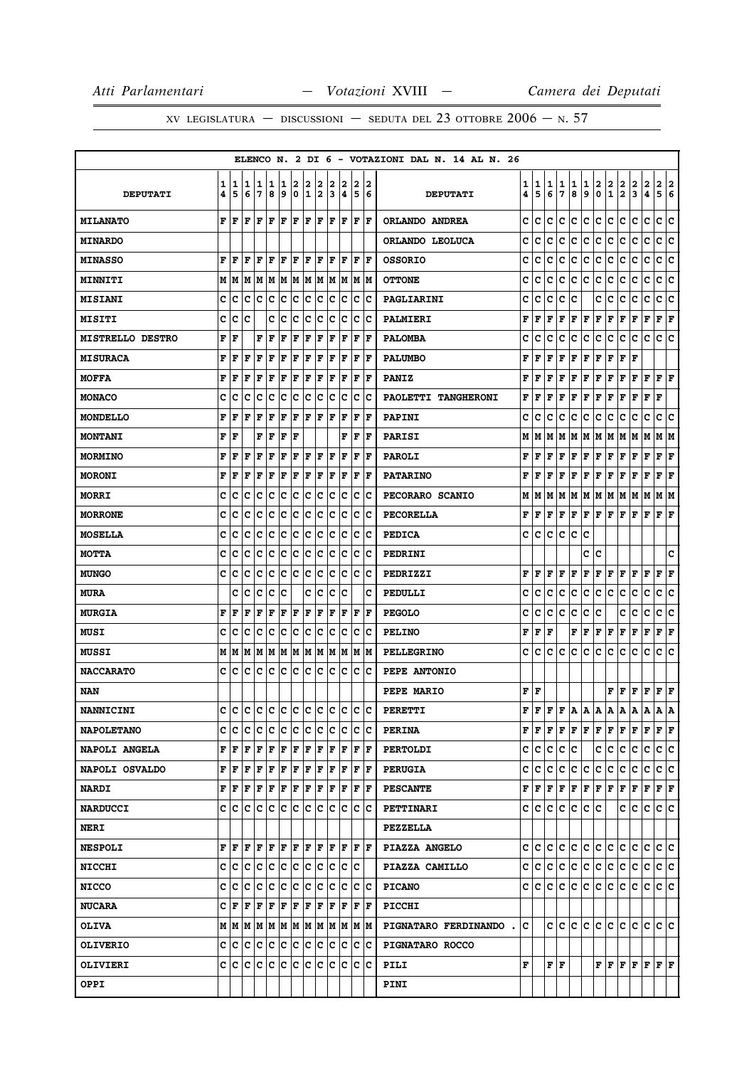ELENCO N. 2 DI 6 - VOTAZIONI DAL N. 14 AL N. 26

| DEPUTATI | 14 | 15 | 16 | 17 | 18 | 19 | 20 | 21 | 22 | 23 | 24 | 25 | 26 | DEPUTATI | 14 | 15 | 16 | 17 | 18 | 19 | 20 | 21 | 22 | 23 | 24 | 25 | 26 |
|---|---|---|---|---|---|---|---|---|---|---|---|---|---|---|---|---|---|---|---|---|---|---|---|---|---|---|---|
| MILANATO | F | F | F | F | F | F | F | F | F | F | F | F | F | ORLANDO ANDREA | C | C | C | C | C | C | C | C | C | C | C | C | C |
| MINARDO | | | | | | | | | | | | | | ORLANDO LEOLUCA | C | C | C | C | C | C | C | C | C | C | C | C | C |
| MINASSO | F | F | F | F | F | F | F | F | F | F | F | F | F | OSSORIO | C | C | C | C | C | C | C | C | C | C | C | C | C |
| MINNITI | M | M | M | M | M | M | M | M | M | M | M | M | M | OTTONE | C | C | C | C | C | C | C | C | C | C | C | C | C |
| MISIANI | C | C | C | C | C | C | C | C | C | C | C | C | C | PAGLIARINI | C | C | C | C | C | | C | C | C | C | C | C | C |
| MISITI | C | C | C | | C | C | C | C | C | C | C | C | C | PALMIERI | F | F | F | F | F | F | F | F | F | F | F | F | F |
| MISTRELLO DESTRO | F | F | | F | F | F | F | F | F | F | F | F | F | PALOMBA | C | C | C | C | C | C | C | C | C | C | C | C | C |
| MISURACA | F | F | F | F | F | F | F | F | F | F | F | F | F | PALUMBO | F | F | F | F | F | F | F | F | F | F | | | |
| MOFFA | F | F | F | F | F | F | F | F | F | F | F | F | F | PANIZ | F | F | F | F | F | F | F | F | F | F | F | F | F |
| MONACO | C | C | C | C | C | C | C | C | C | C | C | C | C | PAOLETTI TANGHERONI | F | F | F | F | F | F | F | F | F | F | F | F | |
| MONDELLO | F | F | F | F | F | F | F | F | F | F | F | F | F | PAPINI | C | C | C | C | C | C | C | C | C | C | C | C | C |
| MONTANI | F | F | | F | F | F | F | | | | F | F | F | PARISI | M | M | M | M | M | M | M | M | M | M | M | M | M |
| MORMINO | F | F | F | F | F | F | F | F | F | F | F | F | F | PAROLI | F | F | F | F | F | F | F | F | F | F | F | F | F |
| MORONI | F | F | F | F | F | F | F | F | F | F | F | F | F | PATARINO | F | F | F | F | F | F | F | F | F | F | F | F | F |
| MORRI | C | C | C | C | C | C | C | C | C | C | C | C | C | PECORARO SCANIO | M | M | M | M | M | M | M | M | M | M | M | M | M |
| MORRONE | C | C | C | C | C | C | C | C | C | C | C | C | C | PECORELLA | F | F | F | F | F | F | F | F | F | F | F | F | F |
| MOSELLA | C | C | C | C | C | C | C | C | C | C | C | C | C | PEDICA | C | C | C | C | C | C | | | | | | | |
| MOTTA | C | C | C | C | C | C | C | C | C | C | C | C | C | PEDRINI | | | | | | C | C | | | | | | C |
| MUNGO | C | C | C | C | C | C | C | C | C | C | C | C | C | PEDRIZZI | F | F | F | F | F | F | F | F | F | F | F | F | F |
| MURA | | C | C | C | C | C | | C | C | C | C | | C | PEDULLI | C | C | C | C | C | C | C | C | C | C | C | C | C |
| MURGIA | F | F | F | F | F | F | F | F | F | F | F | F | F | PEGOLO | C | C | C | C | C | C | C | | C | C | C | C | C |
| MUSI | C | C | C | C | C | C | C | C | C | C | C | C | C | PELINO | F | F | F | | F | F | F | F | F | F | F | F | F |
| MUSSI | M | M | M | M | M | M | M | M | M | M | M | M | M | PELLEGRINO | C | C | C | C | C | C | C | C | C | C | C | C | C |
| NACCARATO | C | C | C | C | C | C | C | C | C | C | C | C | C | PEPE ANTONIO | | | | | | | | | | | | | |
| NAN | | | | | | | | | | | | | | PEPE MARIO | F | F | | | | | | F | F | F | F | F | F |
| NANNICINI | C | C | C | C | C | C | C | C | C | C | C | C | C | PERETTI | F | F | F | F | A | A | A | A | A | A | A | A | A |
| NAPOLETANO | C | C | C | C | C | C | C | C | C | C | C | C | C | PERINA | F | F | F | F | F | F | F | F | F | F | F | F | F |
| NAPOLI ANGELA | F | F | F | F | F | F | F | F | F | F | F | F | F | PERTOLDI | C | C | C | C | C | | C | C | C | C | C | C | C |
| NAPOLI OSVALDO | F | F | F | F | F | F | F | F | F | F | F | F | F | PERUGIA | C | C | C | C | C | C | C | C | C | C | C | C | C |
| NARDI | F | F | F | F | F | F | F | F | F | F | F | F | F | PESCANTE | F | F | F | F | F | F | F | F | F | F | F | F | F |
| NARDUCCI | C | C | C | C | C | C | C | C | C | C | C | C | C | PETTINARI | C | C | C | C | C | C | C | | C | C | C | C | C |
| NERI | | | | | | | | | | | | | | PEZZELLA | | | | | | | | | | | | | |
| NESPOLI | F | F | F | F | F | F | F | F | F | F | F | F | F | PIAZZA ANGELO | C | C | C | C | C | C | C | C | C | C | C | C | C |
| NICCHI | C | C | C | C | C | C | C | C | C | C | C | C | | PIAZZA CAMILLO | C | C | C | C | C | C | C | C | C | C | C | C | C |
| NICCO | C | C | C | C | C | C | C | C | C | C | C | C | C | PICANO | C | C | C | C | C | C | C | C | C | C | C | C | C |
| NUCARA | C | F | F | F | F | F | F | F | F | F | F | F | F | PICCHI | | | | | | | | | | | | | |
| OLIVA | M | M | M | M | M | M | M | M | M | M | M | M | M | PIGNATARO FERDINANDO . | C | | | C | C | C | C | C | C | C | C | C | C |
| OLIVERIO | C | C | C | C | C | C | C | C | C | C | C | C | C | PIGNATARO ROCCO | | | | | | | | | | | | | |
| OLIVIERI | C | C | C | C | C | C | C | C | C | C | C | C | C | PILI | F | | F | F | | | F | F | F | F | F | F | F |
| OPPI | | | | | | | | | | | | | | PINI | | | | | | | | | | | | | |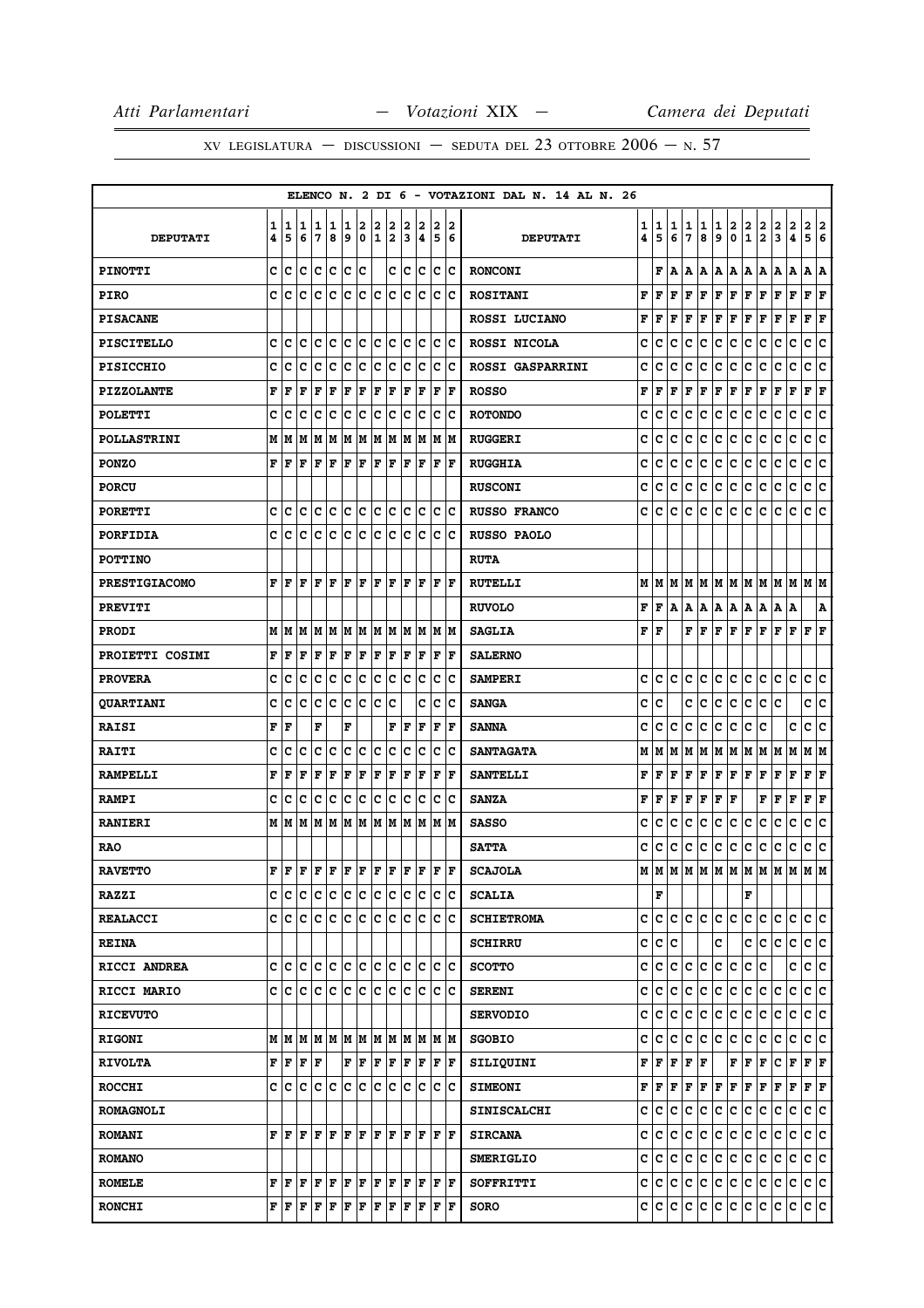ELENCO N. 2 DI 6 - VOTAZIONI DAL N. 14 AL N. 26

| DEPUTATI | 14 | 15 | 16 | 17 | 18 | 19 | 20 | 21 | 22 | 23 | 24 | 25 | 26 | DEPUTATI | 14 | 15 | 16 | 17 | 18 | 19 | 20 | 21 | 22 | 23 | 24 | 25 | 26 |
|---|---|---|---|---|---|---|---|---|---|---|---|---|---|---|---|---|---|---|---|---|---|---|---|---|---|---|---|
| PINOTTI | C | C | C | C | C | C | C | | C | C | C | C | C | RONCONI | | F | A | A | A | A | A | A | A | A | A | A | A |
| PIRO | C | C | C | C | C | C | C | C | C | C | C | C | C | ROSITANI | F | F | F | F | F | F | F | F | F | F | F | F | F |
| PISACANE | | | | | | | | | | | | | | ROSSI LUCIANO | F | F | F | F | F | F | F | F | F | F | F | F | F |
| PISCITELLO | C | C | C | C | C | C | C | C | C | C | C | C | C | ROSSI NICOLA | C | C | C | C | C | C | C | C | C | C | C | C | C |
| PISICCHIO | C | C | C | C | C | C | C | C | C | C | C | C | C | ROSSI GASPARRINI | C | C | C | C | C | C | C | C | C | C | C | C | C |
| PIZZOLANTE | F | F | F | F | F | F | F | F | F | F | F | F | F | ROSSO | F | F | F | F | F | F | F | F | F | F | F | F | F |
| POLETTI | C | C | C | C | C | C | C | C | C | C | C | C | C | ROTONDO | C | C | C | C | C | C | C | C | C | C | C | C | C |
| POLLASTRINI | M | M | M | M | M | M | M | M | M | M | M | M | M | RUGGERI | C | C | C | C | C | C | C | C | C | C | C | C | C |
| PONZO | F | F | F | F | F | F | F | F | F | F | F | F | F | RUGGHIA | C | C | C | C | C | C | C | C | C | C | C | C | C |
| PORCU | | | | | | | | | | | | | | RUSCONI | C | C | C | C | C | C | C | C | C | C | C | C | C |
| PORETTI | C | C | C | C | C | C | C | C | C | C | C | C | C | RUSSO FRANCO | C | C | C | C | C | C | C | C | C | C | C | C | C |
| PORFIDIA | C | C | C | C | C | C | C | C | C | C | C | C | C | RUSSO PAOLO | | | | | | | | | | | | | |
| POTTINO | | | | | | | | | | | | | | RUTA | | | | | | | | | | | | | |
| PRESTIGIACOMO | F | F | F | F | F | F | F | F | F | F | F | F | F | RUTELLI | M | M | M | M | M | M | M | M | M | M | M | M | M |
| PREVITI | | | | | | | | | | | | | | RUVOLO | F | F | A | A | A | A | A | A | A | A | A | | A |
| PRODI | M | M | M | M | M | M | M | M | M | M | M | M | M | SAGLIA | F | F | | F | F | F | F | F | F | F | F | F | F |
| PROIETTI COSIMI | F | F | F | F | F | F | F | F | F | F | F | F | F | SALERNO | | | | | | | | | | | | | |
| PROVERA | C | C | C | C | C | C | C | C | C | C | C | C | C | SAMPERI | C | C | C | C | C | C | C | C | C | C | C | C | C |
| QUARTIANI | C | C | C | C | C | C | C | C | C | | C | C | C | SANGA | C | C | | C | C | C | C | C | C | C | | C | C |
| RAISI | F | F | | F | | F | | | F | F | F | F | F | SANNA | C | C | C | C | C | C | C | C | C | | C | C | C |
| RAITI | C | C | C | C | C | C | C | C | C | C | C | C | C | SANTAGATA | M | M | M | M | M | M | M | M | M | M | M | M | M |
| RAMPELLI | F | F | F | F | F | F | F | F | F | F | F | F | F | SANTELLI | F | F | F | F | F | F | F | F | F | F | F | F | F |
| RAMPI | C | C | C | C | C | C | C | C | C | C | C | C | C | SANZA | F | F | F | F | F | F | F | | F | F | F | F | F |
| RANIERI | M | M | M | M | M | M | M | M | M | M | M | M | M | SASSO | C | C | C | C | C | C | C | C | C | C | C | C | C |
| RAO | | | | | | | | | | | | | | SATTA | C | C | C | C | C | C | C | C | C | C | C | C | C |
| RAVETTO | F | F | F | F | F | F | F | F | F | F | F | F | F | SCAJOLA | M | M | M | M | M | M | M | M | M | M | M | M | M |
| RAZZI | C | C | C | C | C | C | C | C | C | C | C | C | C | SCALIA | | F | | | | | | F | | | | | |
| REALACCI | C | C | C | C | C | C | C | C | C | C | C | C | C | SCHIETROMA | C | C | C | C | C | C | C | C | C | C | C | C | C |
| REINA | | | | | | | | | | | | | | SCHIRRU | C | C | C | | | C | | C | C | C | C | C | C |
| RICCI ANDREA | C | C | C | C | C | C | C | C | C | C | C | C | C | SCOTTO | C | C | C | C | C | C | C | C | C | | C | C | C |
| RICCI MARIO | C | C | C | C | C | C | C | C | C | C | C | C | C | SERENI | C | C | C | C | C | C | C | C | C | C | C | C | C |
| RICEVUTO | | | | | | | | | | | | | | SERVODIO | C | C | C | C | C | C | C | C | C | C | C | C | C |
| RIGONI | M | M | M | M | M | M | M | M | M | M | M | M | M | SGOBIO | C | C | C | C | C | C | C | C | C | C | C | C | C |
| RIVOLTA | F | F | F | F | | F | F | F | F | F | F | F | F | SILIQUINI | F | F | F | F | F | | F | F | F | C | F | F | F |
| ROCCHI | C | C | C | C | C | C | C | C | C | C | C | C | C | SIMEONI | F | F | F | F | F | F | F | F | F | F | F | F | F |
| ROMAGNOLI | | | | | | | | | | | | | | SINISCALCHI | C | C | C | C | C | C | C | C | C | C | C | C | C |
| ROMANI | F | F | F | F | F | F | F | F | F | F | F | F | F | SIRCANA | C | C | C | C | C | C | C | C | C | C | C | C | C |
| ROMANO | | | | | | | | | | | | | | SMERIGLIO | C | C | C | C | C | C | C | C | C | C | C | C | C |
| ROMELE | F | F | F | F | F | F | F | F | F | F | F | F | F | SOFFRITTI | C | C | C | C | C | C | C | C | C | C | C | C | C |
| RONCHI | F | F | F | F | F | F | F | F | F | F | F | F | F | SORO | C | C | C | C | C | C | C | C | C | C | C | C | C |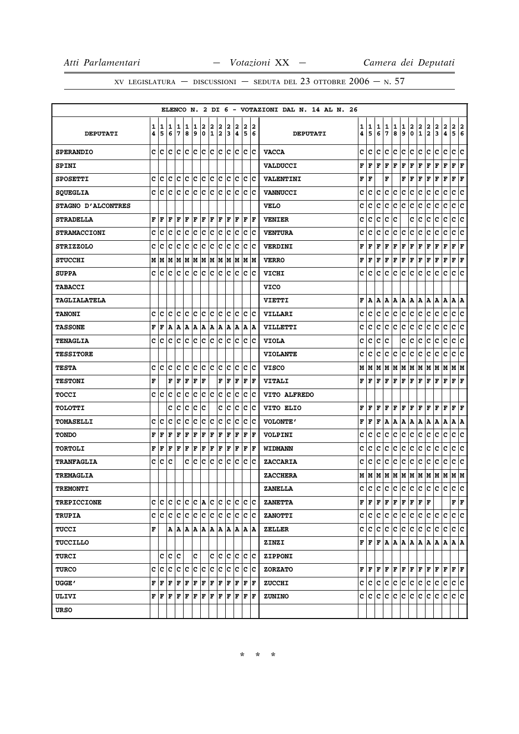| ELENCO N. 2 DI 6 - VOTAZIONI DAL N. 14 AL N. 26 | | | | | | | | | | | | | | | | | | | | | | | | | | | |
|---|---|---|---|---|---|---|---|---|---|---|---|---|---|---|---|---|---|---|---|---|---|---|---|---|---|---|---|
| **DEPUTATI** | 14 | 15 | 16 | 17 | 18 | 19 | 20 | 21 | 22 | 23 | 24 | 25 | 26 | **DEPUTATI** | 14 | 15 | 16 | 17 | 18 | 19 | 20 | 21 | 22 | 23 | 24 | 25 | 26 |
| **SPERANDIO** | C | C | C | C | C | C | C | C | C | C | C | C | C | **VACCA** | C | C | C | C | C | C | C | C | C | C | C | C | C |
| **SPINI** | | | | | | | | | | | | | | **VALDUCCI** | F | F | F | F | F | F | F | F | F | F | F | F | F |
| **SPOSETTI** | C | C | C | C | C | C | C | C | C | C | C | C | C | **VALENTINI** | F | F | | F | | F | F | F | F | F | F | F | F |
| **SQUEGLIA** | C | C | C | C | C | C | C | C | C | C | C | C | C | **VANNUCCI** | C | C | C | C | C | C | C | C | C | C | C | C | C |
| **STAGNO D'ALCONTRES** | | | | | | | | | | | | | | **VELO** | C | C | C | C | C | C | C | C | C | C | C | C | C |
| **STRADELLA** | F | F | F | F | F | F | F | F | F | F | F | F | F | **VENIER** | C | C | C | C | C | | C | C | C | C | C | C | C |
| **STRAMACCIONI** | C | C | C | C | C | C | C | C | C | C | C | C | C | **VENTURA** | C | C | C | C | C | C | C | C | C | C | C | C | C |
| **STRIZZOLO** | C | C | C | C | C | C | C | C | C | C | C | C | C | **VERDINI** | F | F | F | F | F | F | F | F | F | F | F | F | F |
| **STUCCHI** | M | M | M | M | M | M | M | M | M | M | M | M | M | **VERRO** | F | F | F | F | F | F | F | F | F | F | F | F | F |
| **SUPPA** | C | C | C | C | C | C | C | C | C | C | C | C | C | **VICHI** | C | C | C | C | C | C | C | C | C | C | C | C | C |
| **TABACCI** | | | | | | | | | | | | | | **VICO** | | | | | | | | | | | | | |
| **TAGLIALATELA** | | | | | | | | | | | | | | **VIETTI** | F | A | A | A | A | A | A | A | A | A | A | A | A |
| **TANONI** | C | C | C | C | C | C | C | C | C | C | C | C | C | **VILLARI** | C | C | C | C | C | C | C | C | C | C | C | C | C |
| **TASSONE** | F | F | A | A | A | A | A | A | A | A | A | A | A | **VILLETTI** | C | C | C | C | C | C | C | C | C | C | C | C | C |
| **TENAGLIA** | C | C | C | C | C | C | C | C | C | C | C | C | C | **VIOLA** | C | C | C | C | | C | C | C | C | C | C | C | C |
| **TESSITORE** | | | | | | | | | | | | | | **VIOLANTE** | C | C | C | C | C | C | C | C | C | C | C | C | C |
| **TESTA** | C | C | C | C | C | C | C | C | C | C | C | C | C | **VISCO** | M | M | M | M | M | M | M | M | M | M | M | M | M |
| **TESTONI** | F | | F | F | F | F | F | | F | F | F | F | F | **VITALI** | F | F | F | F | F | F | F | F | F | F | F | F | F |
| **TOCCI** | C | C | C | C | C | C | C | C | C | C | C | C | C | **VITO ALFREDO** | | | | | | | | | | | | | |
| **TOLOTTI** | | | C | C | C | C | C | | C | C | C | C | C | **VITO ELIO** | F | F | F | F | F | F | F | F | F | F | F | F | F |
| **TOMASELLI** | C | C | C | C | C | C | C | C | C | C | C | C | C | **VOLONTE'** | F | F | F | A | A | A | A | A | A | A | A | A | A |
| **TONDO** | F | F | F | F | F | F | F | F | F | F | F | F | F | **VOLPINI** | C | C | C | C | C | C | C | C | C | C | C | C | C |
| **TORTOLI** | F | F | F | F | F | F | F | F | F | F | F | F | F | **WIDMANN** | C | C | C | C | C | C | C | C | C | C | C | C | C |
| **TRANFAGLIA** | C | C | C | | C | C | C | C | C | C | C | C | C | **ZACCARIA** | C | C | C | C | C | C | C | C | C | C | C | C | C |
| **TREMAGLIA** | | | | | | | | | | | | | | **ZACCHERA** | M | M | M | M | M | M | M | M | M | M | M | M | M |
| **TREMONTI** | | | | | | | | | | | | | | **ZANELLA** | C | C | C | C | C | C | C | C | C | C | C | C | C |
| **TREPICCIONE** | C | C | C | C | C | C | A | C | C | C | C | C | C | **ZANETTA** | F | F | F | F | F | F | F | F | F | | | F | F |
| **TRUPIA** | C | C | C | C | C | C | C | C | C | C | C | C | C | **ZANOTTI** | C | C | C | C | C | C | C | C | C | C | C | C | C |
| **TUCCI** | F | | A | A | A | A | A | A | A | A | A | A | A | **ZELLER** | C | C | C | C | C | C | C | C | C | C | C | C | C |
| **TUCCILLO** | | | | | | | | | | | | | | **ZINZI** | F | F | F | A | A | A | A | A | A | A | A | A | A |
| **TURCI** | | C | C | C | | C | | C | C | C | C | C | C | **ZIPPONI** | | | | | | | | | | | | | |
| **TURCO** | C | C | C | C | C | C | C | C | C | C | C | C | C | **ZORZATO** | F | F | F | F | F | F | F | F | F | F | F | F | F |
| **UGGE'** | F | F | F | F | F | F | F | F | F | F | F | F | F | **ZUCCHI** | C | C | C | C | C | C | C | C | C | C | C | C | C |
| **ULIVI** | F | F | F | F | F | F | F | F | F | F | F | F | F | **ZUNINO** | C | C | C | C | C | C | C | C | C | C | C | C | C |
| **URSO** | | | | | | | | | | | | | | | | | | | | | | | | | | | |

\* \* \*